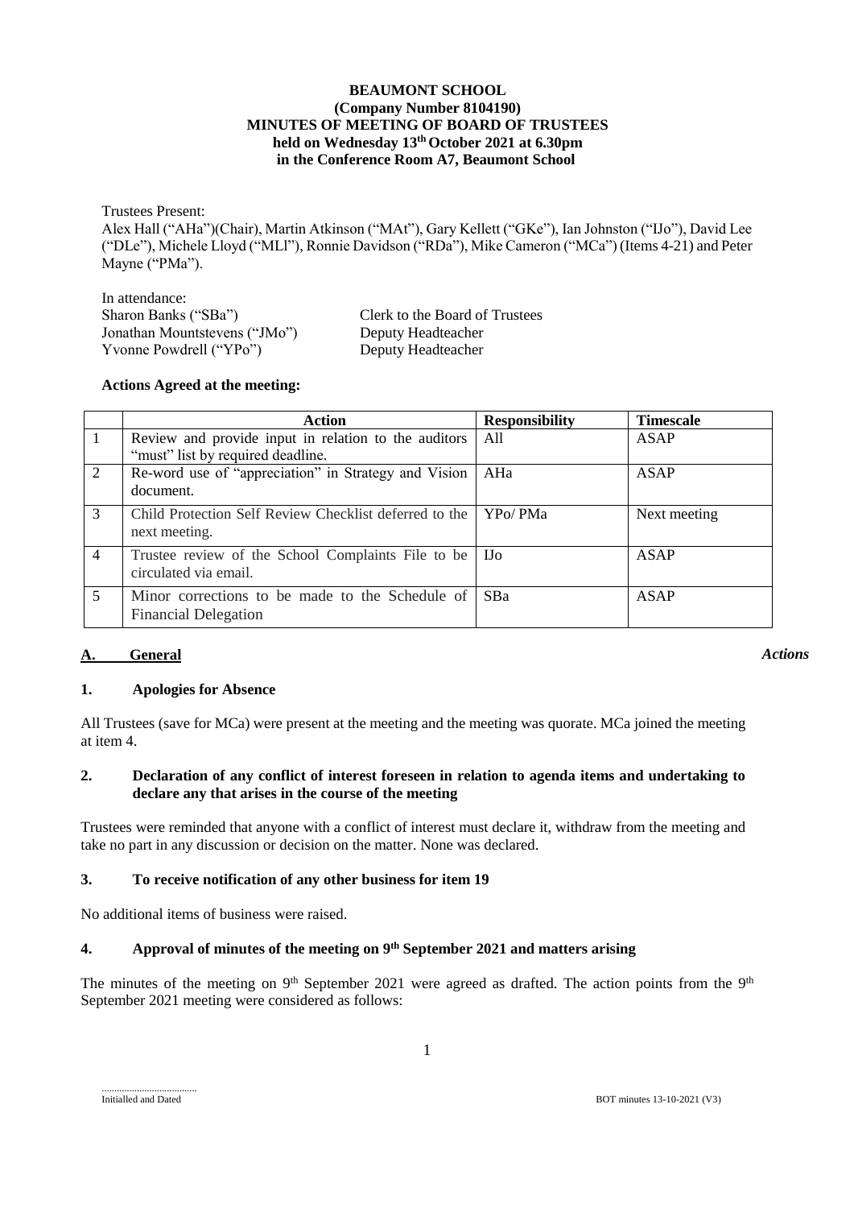**BEAUMONT SCHOOL**
**(Company Number 8104190)**
**MINUTES OF MEETING OF BOARD OF TRUSTEES**
**held on Wednesday 13th October 2021 at 6.30pm**
**in the Conference Room A7, Beaumont School**

Trustees Present:
Alex Hall ("AHa")(Chair), Martin Atkinson ("MAt"), Gary Kellett ("GKe"), Ian Johnston ("IJo"), David Lee ("DLe"), Michele Lloyd ("MLl"), Ronnie Davidson ("RDa"), Mike Cameron ("MCa") (Items 4-21) and Peter Mayne ("PMa").

In attendance:

| | |
|---|---|
| Sharon Banks ("SBa") | Clerk to the Board of Trustees |
| Jonathan Mountstevens ("JMo") | Deputy Headteacher |
| Yvonne Powdrell ("YPo") | Deputy Headteacher |

**Actions Agreed at the meeting:**

| | Action | Responsibility | Timescale |
|---|---|---|---|
| 1 | Review and provide input in relation to the auditors "must" list by required deadline. | All | ASAP |
| 2 | Re-word use of "appreciation" in Strategy and Vision document. | AHa | ASAP |
| 3 | Child Protection Self Review Checklist deferred to the next meeting. | YPo/ PMa | Next meeting |
| 4 | Trustee review of the School Complaints File to be circulated via email. | IJo | ASAP |
| 5 | Minor corrections to be made to the Schedule of Financial Delegation | SBa | ASAP |

## A. General

*Actions*

### 1. Apologies for Absence

All Trustees (save for MCa) were present at the meeting and the meeting was quorate. MCa joined the meeting at item 4.

### 2. Declaration of any conflict of interest foreseen in relation to agenda items and undertaking to declare any that arises in the course of the meeting

Trustees were reminded that anyone with a conflict of interest must declare it, withdraw from the meeting and take no part in any discussion or decision on the matter. None was declared.

### 3. To receive notification of any other business for item 19

No additional items of business were raised.

### 4. Approval of minutes of the meeting on 9th September 2021 and matters arising

The minutes of the meeting on 9th September 2021 were agreed as drafted. The action points from the 9th September 2021 meeting were considered as follows: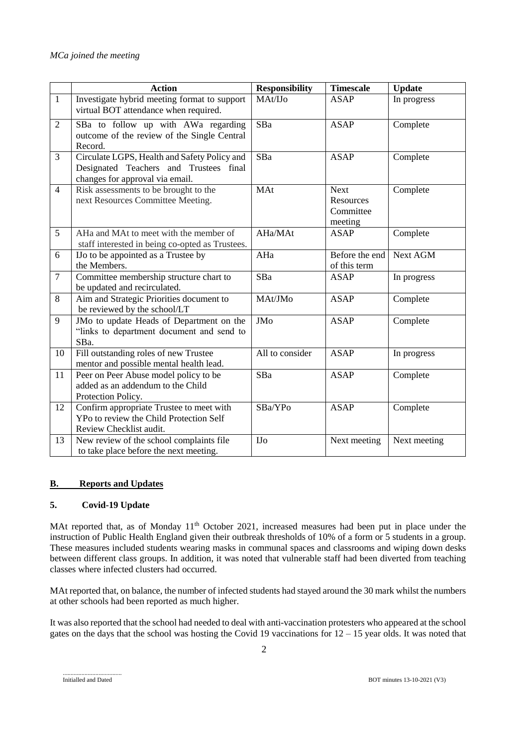*MCa joined the meeting*

| | Action | Responsibility | Timescale | Update |
|---|---|---|---|---|
| 1 | Investigate hybrid meeting format to support virtual BOT attendance when required. | MAt/IJo | ASAP | In progress |
| 2 | SBa to follow up with AWa regarding outcome of the review of the Single Central Record. | SBa | ASAP | Complete |
| 3 | Circulate LGPS, Health and Safety Policy and Designated Teachers and Trustees final changes for approval via email. | SBa | ASAP | Complete |
| 4 | Risk assessments to be brought to the next Resources Committee Meeting. | MAt | Next Resources Committee meeting | Complete |
| 5 | AHa and MAt to meet with the member of staff interested in being co-opted as Trustees. | AHa/MAt | ASAP | Complete |
| 6 | IJo to be appointed as a Trustee by the Members. | AHa | Before the end of this term | Next AGM |
| 7 | Committee membership structure chart to be updated and recirculated. | SBa | ASAP | In progress |
| 8 | Aim and Strategic Priorities document to be reviewed by the school/LT | MAt/JMo | ASAP | Complete |
| 9 | JMo to update Heads of Department on the "links to department document and send to SBa. | JMo | ASAP | Complete |
| 10 | Fill outstanding roles of new Trustee mentor and possible mental health lead. | All to consider | ASAP | In progress |
| 11 | Peer on Peer Abuse model policy to be added as an addendum to the Child Protection Policy. | SBa | ASAP | Complete |
| 12 | Confirm appropriate Trustee to meet with YPo to review the Child Protection Self Review Checklist audit. | SBa/YPo | ASAP | Complete |
| 13 | New review of the school complaints file to take place before the next meeting. | IJo | Next meeting | Next meeting |

## B. Reports and Updates

### 5. Covid-19 Update

MAt reported that, as of Monday 11th October 2021, increased measures had been put in place under the instruction of Public Health England given their outbreak thresholds of 10% of a form or 5 students in a group. These measures included students wearing masks in communal spaces and classrooms and wiping down desks between different class groups. In addition, it was noted that vulnerable staff had been diverted from teaching classes where infected clusters had occurred.

MAt reported that, on balance, the number of infected students had stayed around the 30 mark whilst the numbers at other schools had been reported as much higher.

It was also reported that the school had needed to deal with anti-vaccination protesters who appeared at the school gates on the days that the school was hosting the Covid 19 vaccinations for 12 – 15 year olds. It was noted that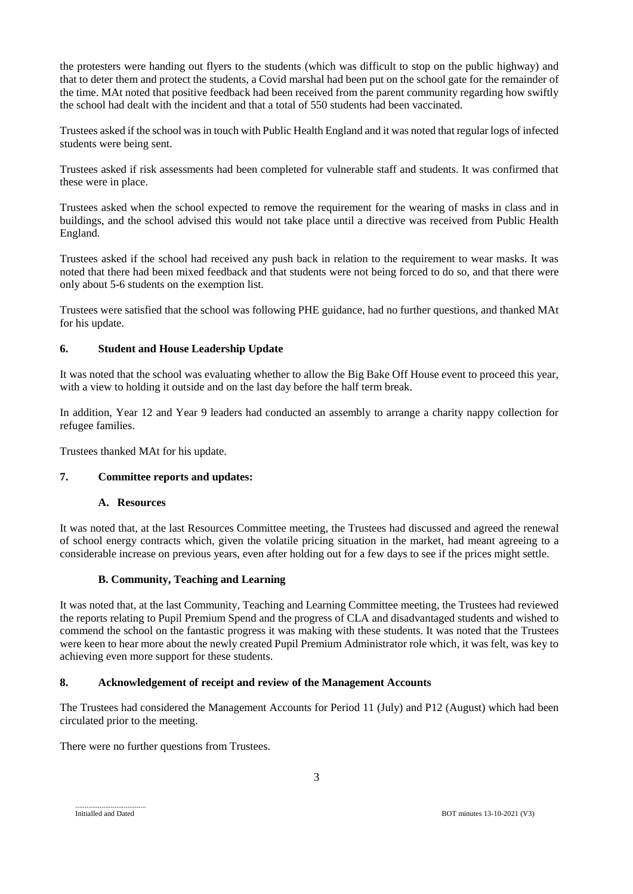the protesters were handing out flyers to the students (which was difficult to stop on the public highway) and that to deter them and protect the students, a Covid marshal had been put on the school gate for the remainder of the time. MAt noted that positive feedback had been received from the parent community regarding how swiftly the school had dealt with the incident and that a total of 550 students had been vaccinated.

Trustees asked if the school was in touch with Public Health England and it was noted that regular logs of infected students were being sent.

Trustees asked if risk assessments had been completed for vulnerable staff and students. It was confirmed that these were in place.

Trustees asked when the school expected to remove the requirement for the wearing of masks in class and in buildings, and the school advised this would not take place until a directive was received from Public Health England.

Trustees asked if the school had received any push back in relation to the requirement to wear masks. It was noted that there had been mixed feedback and that students were not being forced to do so, and that there were only about 5-6 students on the exemption list.

Trustees were satisfied that the school was following PHE guidance, had no further questions, and thanked MAt for his update.

## 6. Student and House Leadership Update

It was noted that the school was evaluating whether to allow the Big Bake Off House event to proceed this year, with a view to holding it outside and on the last day before the half term break.

In addition, Year 12 and Year 9 leaders had conducted an assembly to arrange a charity nappy collection for refugee families.

Trustees thanked MAt for his update.

## 7. Committee reports and updates:

### A. Resources

It was noted that, at the last Resources Committee meeting, the Trustees had discussed and agreed the renewal of school energy contracts which, given the volatile pricing situation in the market, had meant agreeing to a considerable increase on previous years, even after holding out for a few days to see if the prices might settle.

### B. Community, Teaching and Learning

It was noted that, at the last Community, Teaching and Learning Committee meeting, the Trustees had reviewed the reports relating to Pupil Premium Spend and the progress of CLA and disadvantaged students and wished to commend the school on the fantastic progress it was making with these students. It was noted that the Trustees were keen to hear more about the newly created Pupil Premium Administrator role which, it was felt, was key to achieving even more support for these students.

## 8. Acknowledgement of receipt and review of the Management Accounts

The Trustees had considered the Management Accounts for Period 11 (July) and P12 (August) which had been circulated prior to the meeting.

There were no further questions from Trustees.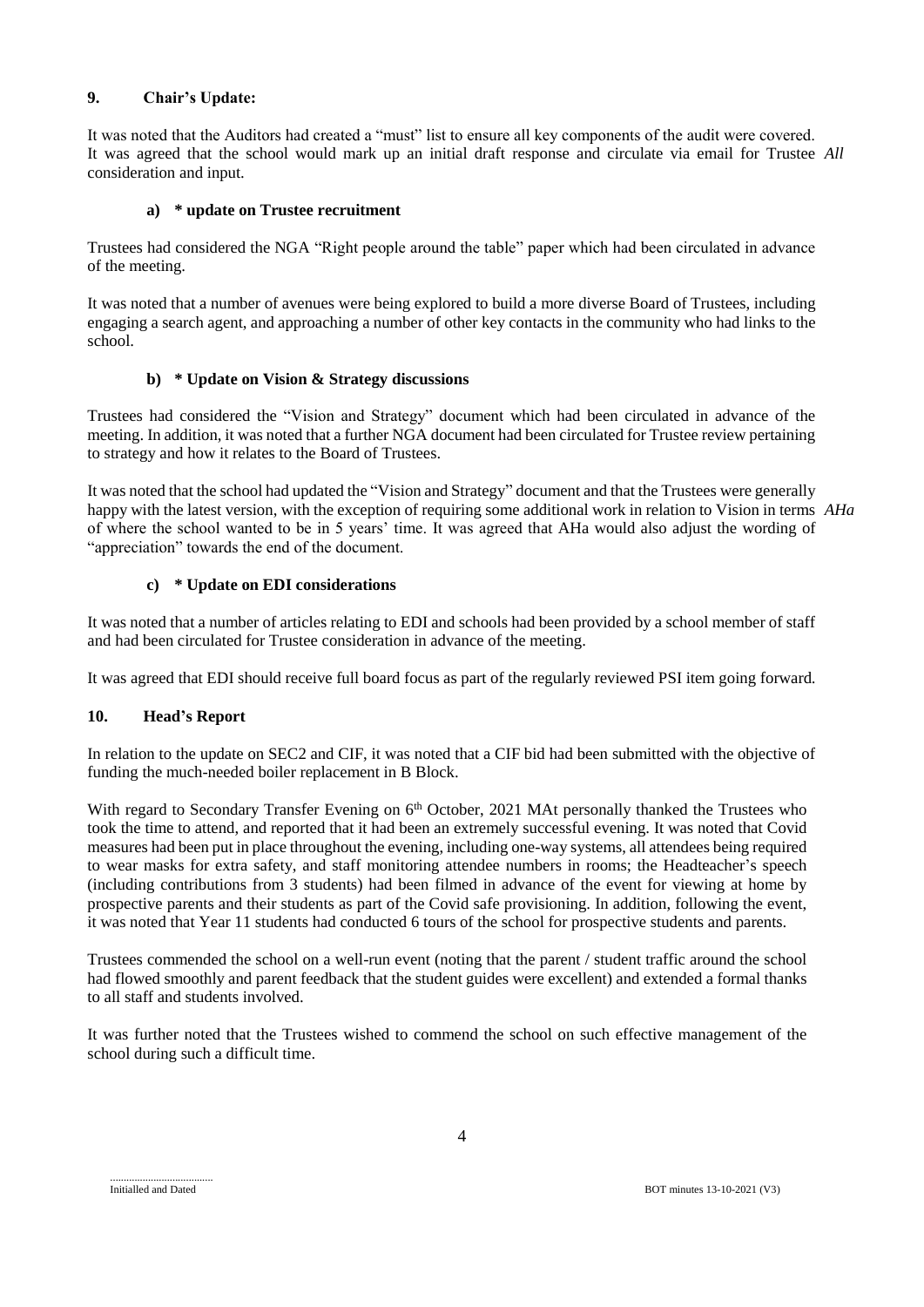## 9. Chair's Update:

It was noted that the Auditors had created a "must" list to ensure all key components of the audit were covered. It was agreed that the school would mark up an initial draft response and circulate via email for Trustee consideration and input. *All*

### a) * update on Trustee recruitment

Trustees had considered the NGA "Right people around the table" paper which had been circulated in advance of the meeting.

It was noted that a number of avenues were being explored to build a more diverse Board of Trustees, including engaging a search agent, and approaching a number of other key contacts in the community who had links to the school.

### b) * Update on Vision & Strategy discussions

Trustees had considered the "Vision and Strategy" document which had been circulated in advance of the meeting. In addition, it was noted that a further NGA document had been circulated for Trustee review pertaining to strategy and how it relates to the Board of Trustees.

It was noted that the school had updated the "Vision and Strategy" document and that the Trustees were generally happy with the latest version, with the exception of requiring some additional work in relation to Vision in terms of where the school wanted to be in 5 years' time. It was agreed that AHa would also adjust the wording of "appreciation" towards the end of the document. *AHa*

### c) * Update on EDI considerations

It was noted that a number of articles relating to EDI and schools had been provided by a school member of staff and had been circulated for Trustee consideration in advance of the meeting.

It was agreed that EDI should receive full board focus as part of the regularly reviewed PSI item going forward.

## 10. Head's Report

In relation to the update on SEC2 and CIF, it was noted that a CIF bid had been submitted with the objective of funding the much-needed boiler replacement in B Block.

With regard to Secondary Transfer Evening on 6th October, 2021 MAt personally thanked the Trustees who took the time to attend, and reported that it had been an extremely successful evening. It was noted that Covid measures had been put in place throughout the evening, including one-way systems, all attendees being required to wear masks for extra safety, and staff monitoring attendee numbers in rooms; the Headteacher's speech (including contributions from 3 students) had been filmed in advance of the event for viewing at home by prospective parents and their students as part of the Covid safe provisioning. In addition, following the event, it was noted that Year 11 students had conducted 6 tours of the school for prospective students and parents.

Trustees commended the school on a well-run event (noting that the parent / student traffic around the school had flowed smoothly and parent feedback that the student guides were excellent) and extended a formal thanks to all staff and students involved.

It was further noted that the Trustees wished to commend the school on such effective management of the school during such a difficult time.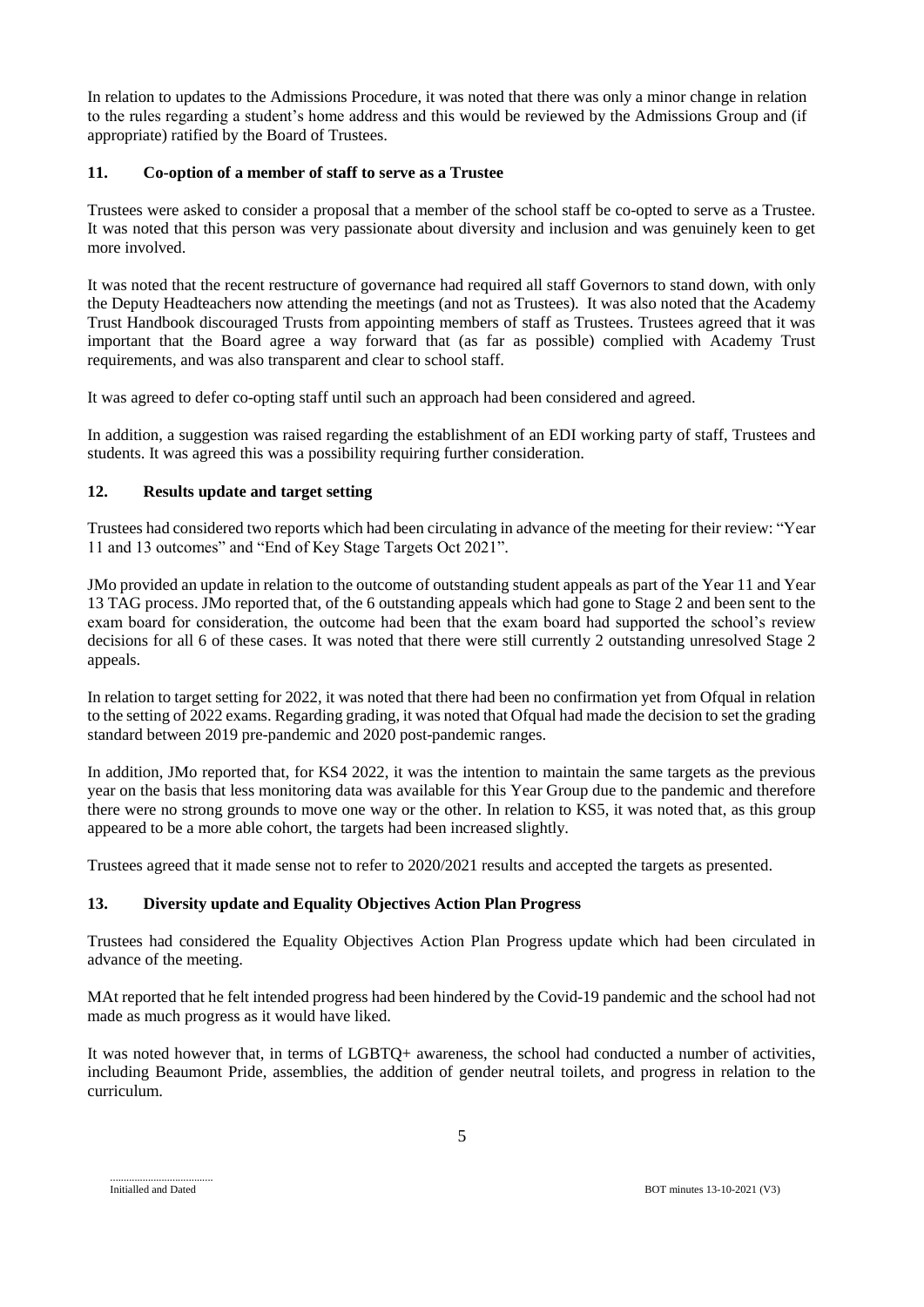In relation to updates to the Admissions Procedure, it was noted that there was only a minor change in relation to the rules regarding a student's home address and this would be reviewed by the Admissions Group and (if appropriate) ratified by the Board of Trustees.

## 11. Co-option of a member of staff to serve as a Trustee

Trustees were asked to consider a proposal that a member of the school staff be co-opted to serve as a Trustee. It was noted that this person was very passionate about diversity and inclusion and was genuinely keen to get more involved.

It was noted that the recent restructure of governance had required all staff Governors to stand down, with only the Deputy Headteachers now attending the meetings (and not as Trustees). It was also noted that the Academy Trust Handbook discouraged Trusts from appointing members of staff as Trustees. Trustees agreed that it was important that the Board agree a way forward that (as far as possible) complied with Academy Trust requirements, and was also transparent and clear to school staff.

It was agreed to defer co-opting staff until such an approach had been considered and agreed.

In addition, a suggestion was raised regarding the establishment of an EDI working party of staff, Trustees and students. It was agreed this was a possibility requiring further consideration.

## 12. Results update and target setting

Trustees had considered two reports which had been circulating in advance of the meeting for their review: "Year 11 and 13 outcomes" and "End of Key Stage Targets Oct 2021".

JMo provided an update in relation to the outcome of outstanding student appeals as part of the Year 11 and Year 13 TAG process. JMo reported that, of the 6 outstanding appeals which had gone to Stage 2 and been sent to the exam board for consideration, the outcome had been that the exam board had supported the school's review decisions for all 6 of these cases. It was noted that there were still currently 2 outstanding unresolved Stage 2 appeals.

In relation to target setting for 2022, it was noted that there had been no confirmation yet from Ofqual in relation to the setting of 2022 exams. Regarding grading, it was noted that Ofqual had made the decision to set the grading standard between 2019 pre-pandemic and 2020 post-pandemic ranges.

In addition, JMo reported that, for KS4 2022, it was the intention to maintain the same targets as the previous year on the basis that less monitoring data was available for this Year Group due to the pandemic and therefore there were no strong grounds to move one way or the other. In relation to KS5, it was noted that, as this group appeared to be a more able cohort, the targets had been increased slightly.

Trustees agreed that it made sense not to refer to 2020/2021 results and accepted the targets as presented.

## 13. Diversity update and Equality Objectives Action Plan Progress

Trustees had considered the Equality Objectives Action Plan Progress update which had been circulated in advance of the meeting.

MAt reported that he felt intended progress had been hindered by the Covid-19 pandemic and the school had not made as much progress as it would have liked.

It was noted however that, in terms of LGBTQ+ awareness, the school had conducted a number of activities, including Beaumont Pride, assemblies, the addition of gender neutral toilets, and progress in relation to the curriculum.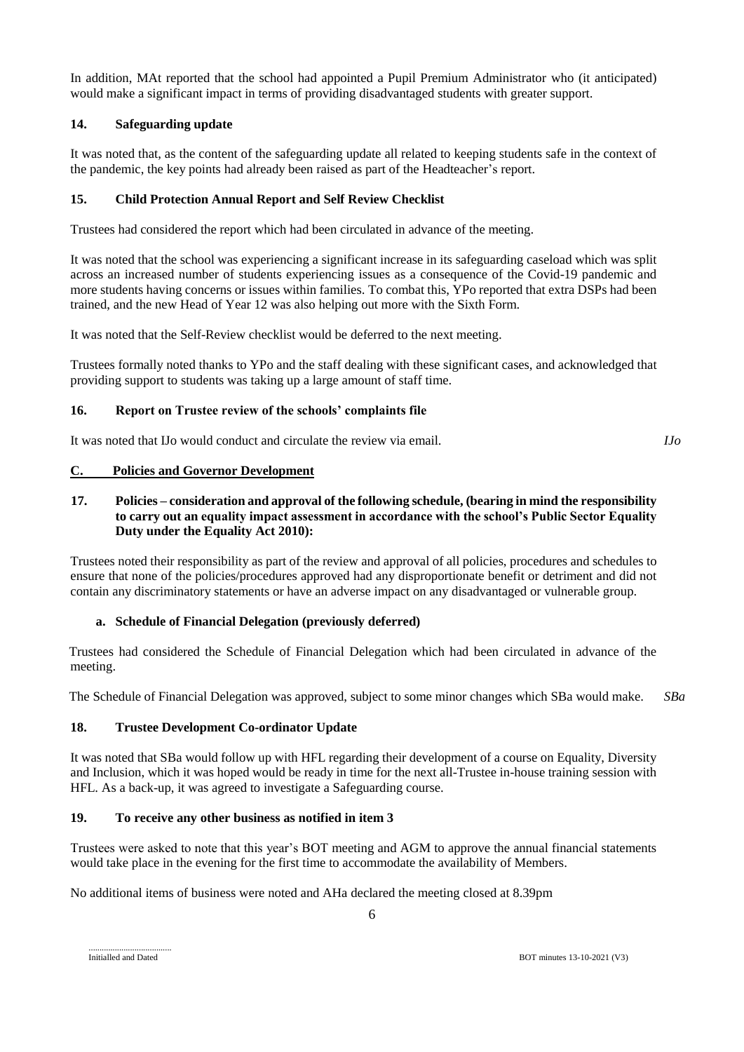In addition, MAt reported that the school had appointed a Pupil Premium Administrator who (it anticipated) would make a significant impact in terms of providing disadvantaged students with greater support.

### 14. Safeguarding update

It was noted that, as the content of the safeguarding update all related to keeping students safe in the context of the pandemic, the key points had already been raised as part of the Headteacher's report.

### 15. Child Protection Annual Report and Self Review Checklist

Trustees had considered the report which had been circulated in advance of the meeting.

It was noted that the school was experiencing a significant increase in its safeguarding caseload which was split across an increased number of students experiencing issues as a consequence of the Covid-19 pandemic and more students having concerns or issues within families. To combat this, YPo reported that extra DSPs had been trained, and the new Head of Year 12 was also helping out more with the Sixth Form.

It was noted that the Self-Review checklist would be deferred to the next meeting.

Trustees formally noted thanks to YPo and the staff dealing with these significant cases, and acknowledged that providing support to students was taking up a large amount of staff time.

### 16. Report on Trustee review of the schools' complaints file

It was noted that IJo would conduct and circulate the review via email. *IJo*

## C. Policies and Governor Development

### 17. Policies – consideration and approval of the following schedule, (bearing in mind the responsibility to carry out an equality impact assessment in accordance with the school's Public Sector Equality Duty under the Equality Act 2010):

Trustees noted their responsibility as part of the review and approval of all policies, procedures and schedules to ensure that none of the policies/procedures approved had any disproportionate benefit or detriment and did not contain any discriminatory statements or have an adverse impact on any disadvantaged or vulnerable group.

**a. Schedule of Financial Delegation (previously deferred)**

Trustees had considered the Schedule of Financial Delegation which had been circulated in advance of the meeting.

The Schedule of Financial Delegation was approved, subject to some minor changes which SBa would make. *SBa*

### 18. Trustee Development Co-ordinator Update

It was noted that SBa would follow up with HFL regarding their development of a course on Equality, Diversity and Inclusion, which it was hoped would be ready in time for the next all-Trustee in-house training session with HFL. As a back-up, it was agreed to investigate a Safeguarding course.

### 19. To receive any other business as notified in item 3

Trustees were asked to note that this year's BOT meeting and AGM to approve the annual financial statements would take place in the evening for the first time to accommodate the availability of Members.

No additional items of business were noted and AHa declared the meeting closed at 8.39pm

.....................................
Initialled and Dated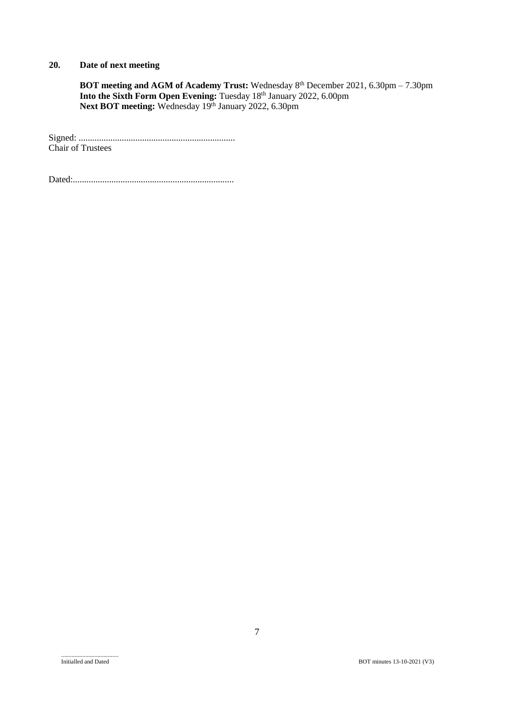## 20. Date of next meeting

**BOT meeting and AGM of Academy Trust:** Wednesday 8th December 2021, 6.30pm – 7.30pm
**Into the Sixth Form Open Evening:** Tuesday 18th January 2022, 6.00pm
**Next BOT meeting:** Wednesday 19th January 2022, 6.30pm

Signed: ....................................................................
Chair of Trustees

Dated:......................................................................